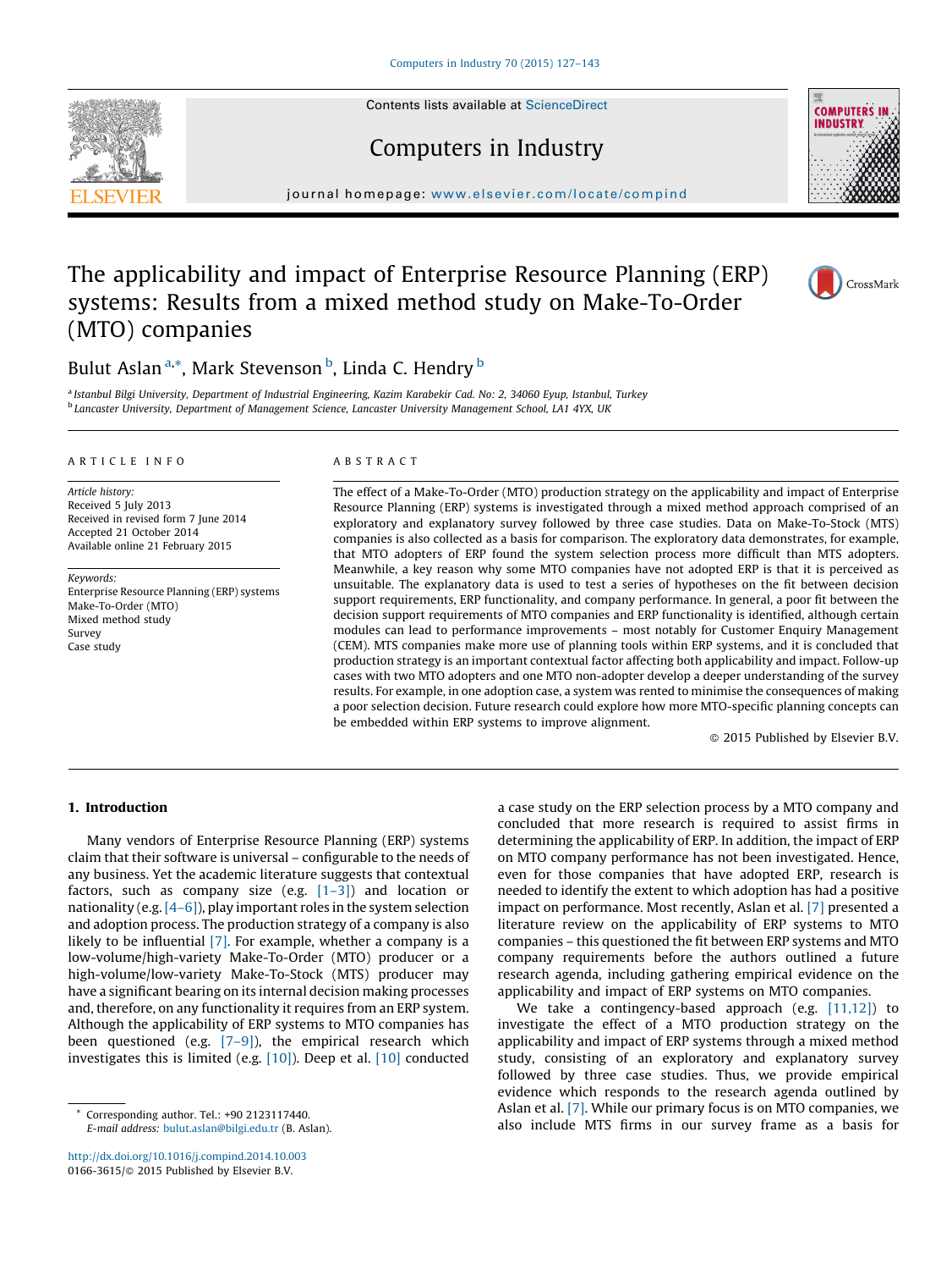# The applicability and impact of Enterprise Resource Planning (ERP) systems: Results from a mixed method study on Make-To-Order (MTO) companies

Bulut Aslan [a,*], Mark Stevenson [b], Linda C. Hendry [b]

[a] Istanbul Bilgi University, Department of Industrial Engineering, Kazim Karabekir Cad. No: 2, 34060 Eyup, Istanbul, Turkey
[b] Lancaster University, Department of Management Science, Lancaster University Management School, LA1 4YX, UK

## ARTICLE INFO

*Article history:*
Received 5 July 2013
Received in revised form 7 June 2014
Accepted 21 October 2014
Available online 21 February 2015

*Keywords:*
Enterprise Resource Planning (ERP) systems
Make-To-Order (MTO)
Mixed method study
Survey
Case study

## ABSTRACT

The effect of a Make-To-Order (MTO) production strategy on the applicability and impact of Enterprise Resource Planning (ERP) systems is investigated through a mixed method approach comprised of an exploratory and explanatory survey followed by three case studies. Data on Make-To-Stock (MTS) companies is also collected as a basis for comparison. The exploratory data demonstrates, for example, that MTO adopters of ERP found the system selection process more difficult than MTS adopters. Meanwhile, a key reason why some MTO companies have not adopted ERP is that it is perceived as unsuitable. The explanatory data is used to test a series of hypotheses on the fit between decision support requirements, ERP functionality, and company performance. In general, a poor fit between the decision support requirements of MTO companies and ERP functionality is identified, although certain modules can lead to performance improvements – most notably for Customer Enquiry Management (CEM). MTS companies make more use of planning tools within ERP systems, and it is concluded that production strategy is an important contextual factor affecting both applicability and impact. Follow-up cases with two MTO adopters and one MTO non-adopter develop a deeper understanding of the survey results. For example, in one adoption case, a system was rented to minimise the consequences of making a poor selection decision. Future research could explore how more MTO-specific planning concepts can be embedded within ERP systems to improve alignment.

© 2015 Published by Elsevier B.V.

## 1. Introduction

Many vendors of Enterprise Resource Planning (ERP) systems claim that their software is universal – configurable to the needs of any business. Yet the academic literature suggests that contextual factors, such as company size (e.g. [1–3]) and location or nationality (e.g. [4–6]), play important roles in the system selection and adoption process. The production strategy of a company is also likely to be influential [7]. For example, whether a company is a low-volume/high-variety Make-To-Order (MTO) producer or a high-volume/low-variety Make-To-Stock (MTS) producer may have a significant bearing on its internal decision making processes and, therefore, on any functionality it requires from an ERP system. Although the applicability of ERP systems to MTO companies has been questioned (e.g. [7–9]), the empirical research which investigates this is limited (e.g. [10]). Deep et al. [10] conducted a case study on the ERP selection process by a MTO company and concluded that more research is required to assist firms in determining the applicability of ERP. In addition, the impact of ERP on MTO company performance has not been investigated. Hence, even for those companies that have adopted ERP, research is needed to identify the extent to which adoption has had a positive impact on performance. Most recently, Aslan et al. [7] presented a literature review on the applicability of ERP systems to MTO companies – this questioned the fit between ERP systems and MTO company requirements before the authors outlined a future research agenda, including gathering empirical evidence on the applicability and impact of ERP systems on MTO companies.

We take a contingency-based approach (e.g. [11,12]) to investigate the effect of a MTO production strategy on the applicability and impact of ERP systems through a mixed method study, consisting of an exploratory and explanatory survey followed by three case studies. Thus, we provide empirical evidence which responds to the research agenda outlined by Aslan et al. [7]. While our primary focus is on MTO companies, we also include MTS firms in our survey frame as a basis for

* Corresponding author. Tel.: +90 2123117440.
E-mail address: bulut.aslan@bilgi.edu.tr (B. Aslan).

http://dx.doi.org/10.1016/j.compind.2014.10.003
0166-3615/© 2015 Published by Elsevier B.V.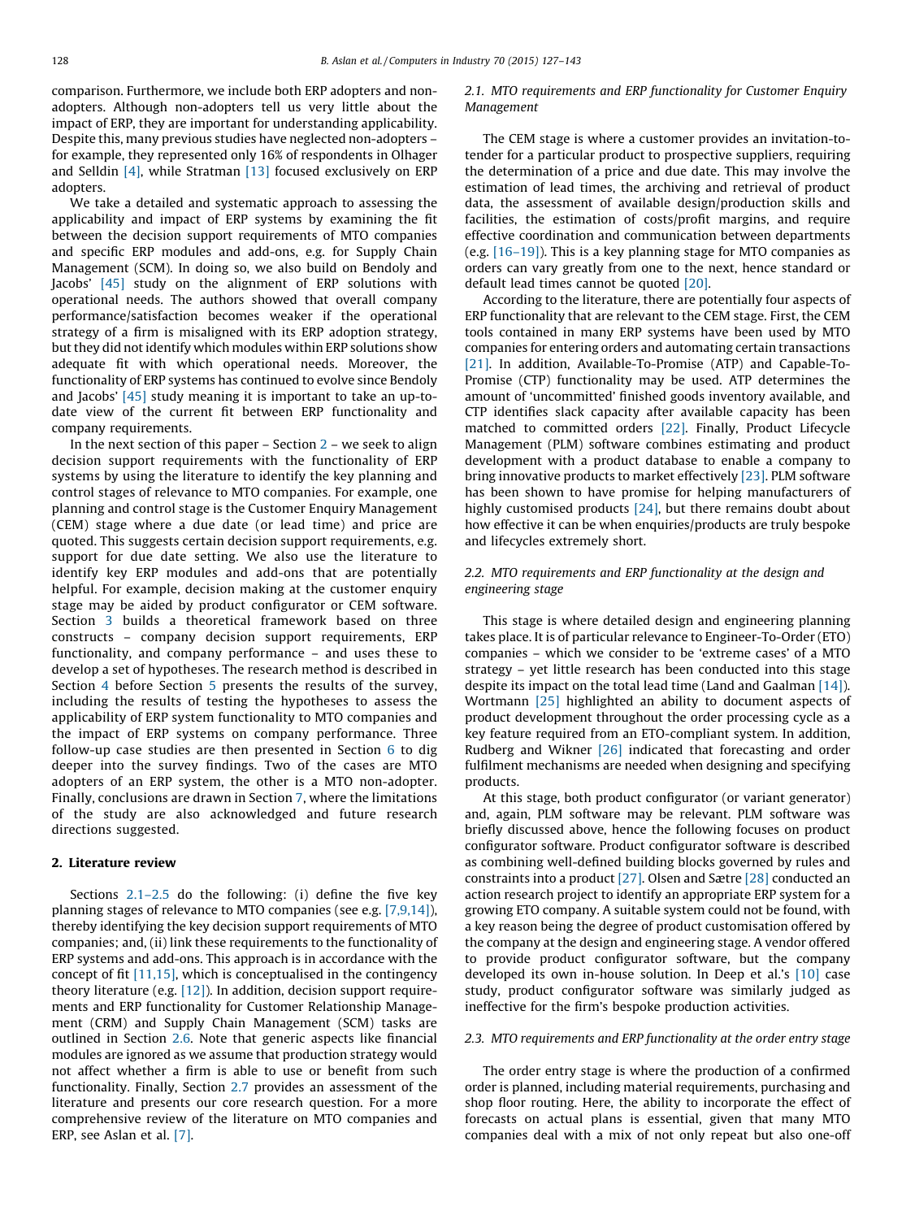comparison. Furthermore, we include both ERP adopters and non-adopters. Although non-adopters tell us very little about the impact of ERP, they are important for understanding applicability. Despite this, many previous studies have neglected non-adopters – for example, they represented only 16% of respondents in Olhager and Selldin [4], while Stratman [13] focused exclusively on ERP adopters.

We take a detailed and systematic approach to assessing the applicability and impact of ERP systems by examining the fit between the decision support requirements of MTO companies and specific ERP modules and add-ons, e.g. for Supply Chain Management (SCM). In doing so, we also build on Bendoly and Jacobs' [45] study on the alignment of ERP solutions with operational needs. The authors showed that overall company performance/satisfaction becomes weaker if the operational strategy of a firm is misaligned with its ERP adoption strategy, but they did not identify which modules within ERP solutions show adequate fit with which operational needs. Moreover, the functionality of ERP systems has continued to evolve since Bendoly and Jacobs' [45] study meaning it is important to take an up-to-date view of the current fit between ERP functionality and company requirements.

In the next section of this paper – Section 2 – we seek to align decision support requirements with the functionality of ERP systems by using the literature to identify the key planning and control stages of relevance to MTO companies. For example, one planning and control stage is the Customer Enquiry Management (CEM) stage where a due date (or lead time) and price are quoted. This suggests certain decision support requirements, e.g. support for due date setting. We also use the literature to identify key ERP modules and add-ons that are potentially helpful. For example, decision making at the customer enquiry stage may be aided by product configurator or CEM software. Section 3 builds a theoretical framework based on three constructs – company decision support requirements, ERP functionality, and company performance – and uses these to develop a set of hypotheses. The research method is described in Section 4 before Section 5 presents the results of the survey, including the results of testing the hypotheses to assess the applicability of ERP system functionality to MTO companies and the impact of ERP systems on company performance. Three follow-up case studies are then presented in Section 6 to dig deeper into the survey findings. Two of the cases are MTO adopters of an ERP system, the other is a MTO non-adopter. Finally, conclusions are drawn in Section 7, where the limitations of the study are also acknowledged and future research directions suggested.

## 2. Literature review

Sections 2.1–2.5 do the following: (i) define the five key planning stages of relevance to MTO companies (see e.g. [7,9,14]), thereby identifying the key decision support requirements of MTO companies; and, (ii) link these requirements to the functionality of ERP systems and add-ons. This approach is in accordance with the concept of fit [11,15], which is conceptualised in the contingency theory literature (e.g. [12]). In addition, decision support requirements and ERP functionality for Customer Relationship Management (CRM) and Supply Chain Management (SCM) tasks are outlined in Section 2.6. Note that generic aspects like financial modules are ignored as we assume that production strategy would not affect whether a firm is able to use or benefit from such functionality. Finally, Section 2.7 provides an assessment of the literature and presents our core research question. For a more comprehensive review of the literature on MTO companies and ERP, see Aslan et al. [7].

### *2.1. MTO requirements and ERP functionality for Customer Enquiry Management*

The CEM stage is where a customer provides an invitation-to-tender for a particular product to prospective suppliers, requiring the determination of a price and due date. This may involve the estimation of lead times, the archiving and retrieval of product data, the assessment of available design/production skills and facilities, the estimation of costs/profit margins, and require effective coordination and communication between departments (e.g. [16–19]). This is a key planning stage for MTO companies as orders can vary greatly from one to the next, hence standard or default lead times cannot be quoted [20].

According to the literature, there are potentially four aspects of ERP functionality that are relevant to the CEM stage. First, the CEM tools contained in many ERP systems have been used by MTO companies for entering orders and automating certain transactions [21]. In addition, Available-To-Promise (ATP) and Capable-To-Promise (CTP) functionality may be used. ATP determines the amount of 'uncommitted' finished goods inventory available, and CTP identifies slack capacity after available capacity has been matched to committed orders [22]. Finally, Product Lifecycle Management (PLM) software combines estimating and product development with a product database to enable a company to bring innovative products to market effectively [23]. PLM software has been shown to have promise for helping manufacturers of highly customised products [24], but there remains doubt about how effective it can be when enquiries/products are truly bespoke and lifecycles extremely short.

### *2.2. MTO requirements and ERP functionality at the design and engineering stage*

This stage is where detailed design and engineering planning takes place. It is of particular relevance to Engineer-To-Order (ETO) companies – which we consider to be 'extreme cases' of a MTO strategy – yet little research has been conducted into this stage despite its impact on the total lead time (Land and Gaalman [14]). Wortmann [25] highlighted an ability to document aspects of product development throughout the order processing cycle as a key feature required from an ETO-compliant system. In addition, Rudberg and Wikner [26] indicated that forecasting and order fulfilment mechanisms are needed when designing and specifying products.

At this stage, both product configurator (or variant generator) and, again, PLM software may be relevant. PLM software was briefly discussed above, hence the following focuses on product configurator software. Product configurator software is described as combining well-defined building blocks governed by rules and constraints into a product [27]. Olsen and Sætre [28] conducted an action research project to identify an appropriate ERP system for a growing ETO company. A suitable system could not be found, with a key reason being the degree of product customisation offered by the company at the design and engineering stage. A vendor offered to provide product configurator software, but the company developed its own in-house solution. In Deep et al.'s [10] case study, product configurator software was similarly judged as ineffective for the firm's bespoke production activities.

### *2.3. MTO requirements and ERP functionality at the order entry stage*

The order entry stage is where the production of a confirmed order is planned, including material requirements, purchasing and shop floor routing. Here, the ability to incorporate the effect of forecasts on actual plans is essential, given that many MTO companies deal with a mix of not only repeat but also one-off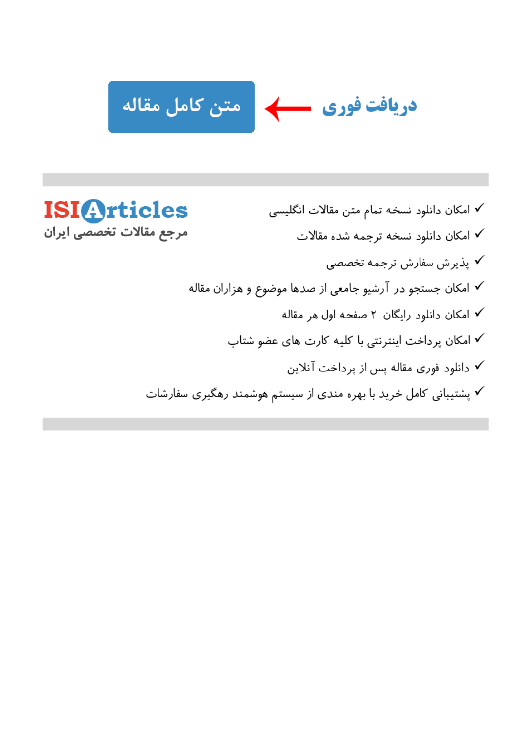دریافت فوری ← متن کامل مقاله

**ISIArticles**
مرجع مقالات تخصصی ایران

- ✓ امکان دانلود نسخه تمام متن مقالات انگلیسی
- ✓ امکان دانلود نسخه ترجمه شده مقالات
- ✓ پذیرش سفارش ترجمه تخصصی
- ✓ امکان جستجو در آرشیو جامعی از صدها موضوع و هزاران مقاله
- ✓ امکان دانلود رایگان ۲ صفحه اول هر مقاله
- ✓ امکان پرداخت اینترنتی با کلیه کارت های عضو شتاب
- ✓ دانلود فوری مقاله پس از پرداخت آنلاین
- ✓ پشتیبانی کامل خرید با بهره مندی از سیستم هوشمند رهگیری سفارشات